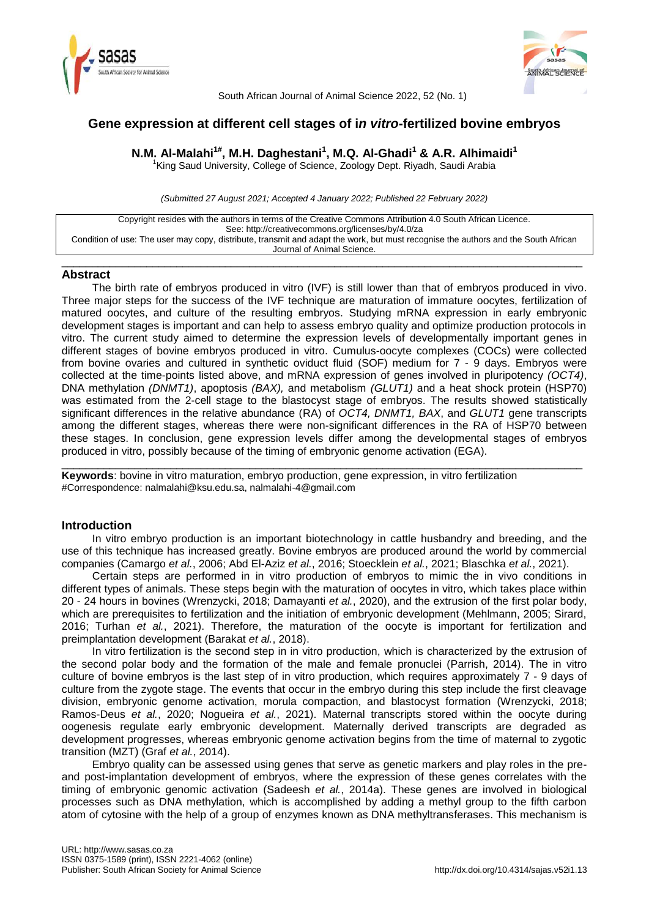# Gene expression at different cell stages of *in vitro*-fertilized bovine embryos

**N.M. Al-Malahi[1#], M.H. Daghestani[1], M.Q. Al-Ghadi[1] & A.R. Alhimaidi[1]**

[1]King Saud University, College of Science, Zoology Dept. Riyadh, Saudi Arabia

*(Submitted 27 August 2021; Accepted 4 January 2022; Published 22 February 2022)*

Copyright resides with the authors in terms of the Creative Commons Attribution 4.0 South African Licence.
See: http://creativecommons.org/licenses/by/4.0/za
Condition of use: The user may copy, distribute, transmit and adapt the work, but must recognise the authors and the South African Journal of Animal Science.

## Abstract

The birth rate of embryos produced in vitro (IVF) is still lower than that of embryos produced in vivo. Three major steps for the success of the IVF technique are maturation of immature oocytes, fertilization of matured oocytes, and culture of the resulting embryos. Studying mRNA expression in early embryonic development stages is important and can help to assess embryo quality and optimize production protocols in vitro. The current study aimed to determine the expression levels of developmentally important genes in different stages of bovine embryos produced in vitro. Cumulus-oocyte complexes (COCs) were collected from bovine ovaries and cultured in synthetic oviduct fluid (SOF) medium for 7 - 9 days. Embryos were collected at the time-points listed above, and mRNA expression of genes involved in pluripotency *(OCT4)*, DNA methylation *(DNMT1)*, apoptosis *(BAX),* and metabolism *(GLUT1)* and a heat shock protein (HSP70) was estimated from the 2-cell stage to the blastocyst stage of embryos. The results showed statistically significant differences in the relative abundance (RA) of *OCT4, DNMT1, BAX*, and *GLUT1* gene transcripts among the different stages, whereas there were non-significant differences in the RA of HSP70 between these stages. In conclusion, gene expression levels differ among the developmental stages of embryos produced in vitro, possibly because of the timing of embryonic genome activation (EGA).

**Keywords**: bovine in vitro maturation, embryo production, gene expression, in vitro fertilization
#Correspondence: nalmalahi@ksu.edu.sa, nalmalahi-4@gmail.com

## Introduction

In vitro embryo production is an important biotechnology in cattle husbandry and breeding, and the use of this technique has increased greatly. Bovine embryos are produced around the world by commercial companies (Camargo *et al.*, 2006; Abd El-Aziz *et al.*, 2016; Stoecklein *et al.*, 2021; Blaschka *et al.*, 2021).

Certain steps are performed in in vitro production of embryos to mimic the in vivo conditions in different types of animals. These steps begin with the maturation of oocytes in vitro, which takes place within 20 - 24 hours in bovines (Wrenzycki, 2018; Damayanti *et al.*, 2020), and the extrusion of the first polar body, which are prerequisites to fertilization and the initiation of embryonic development (Mehlmann, 2005; Sirard, 2016; Turhan *et al.*, 2021). Therefore, the maturation of the oocyte is important for fertilization and preimplantation development (Barakat *et al.*, 2018).

In vitro fertilization is the second step in in vitro production, which is characterized by the extrusion of the second polar body and the formation of the male and female pronuclei (Parrish, 2014). The in vitro culture of bovine embryos is the last step of in vitro production, which requires approximately 7 - 9 days of culture from the zygote stage. The events that occur in the embryo during this step include the first cleavage division, embryonic genome activation, morula compaction, and blastocyst formation (Wrenzycki, 2018; Ramos-Deus *et al.*, 2020; Nogueira *et al.*, 2021). Maternal transcripts stored within the oocyte during oogenesis regulate early embryonic development. Maternally derived transcripts are degraded as development progresses, whereas embryonic genome activation begins from the time of maternal to zygotic transition (MZT) (Graf *et al.*, 2014).

Embryo quality can be assessed using genes that serve as genetic markers and play roles in the pre- and post-implantation development of embryos, where the expression of these genes correlates with the timing of embryonic genomic activation (Sadeesh *et al.*, 2014a). These genes are involved in biological processes such as DNA methylation, which is accomplished by adding a methyl group to the fifth carbon atom of cytosine with the help of a group of enzymes known as DNA methyltransferases. This mechanism is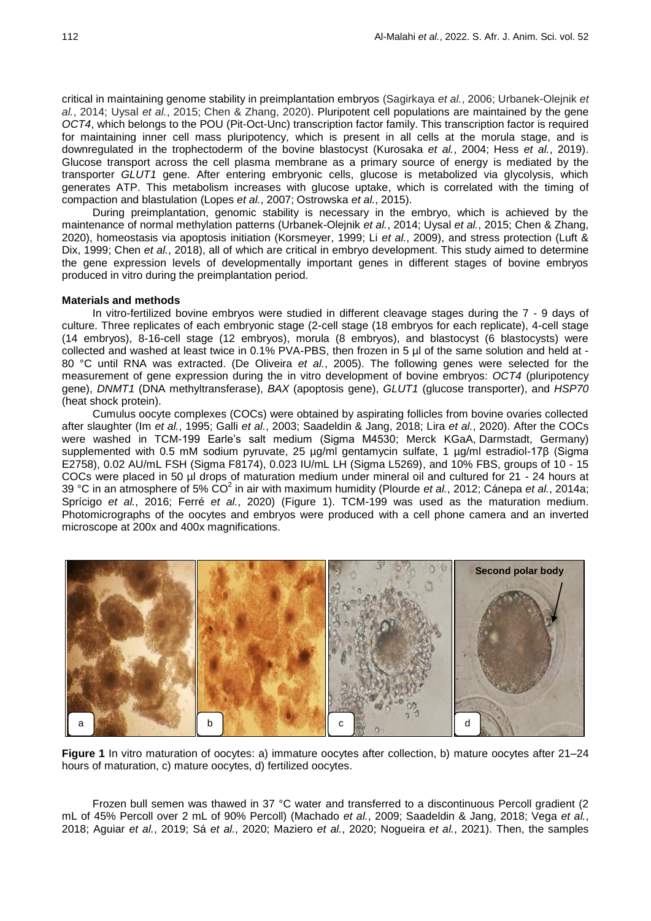critical in maintaining genome stability in preimplantation embryos (Sagirkaya *et al.*, 2006; Urbanek-Olejnik *et al.*, 2014; Uysal *et al.*, 2015; Chen & Zhang, 2020). Pluripotent cell populations are maintained by the gene *OCT4*, which belongs to the POU (Pit-Oct-Unc) transcription factor family. This transcription factor is required for maintaining inner cell mass pluripotency, which is present in all cells at the morula stage, and is downregulated in the trophectoderm of the bovine blastocyst (Kurosaka *et al.*, 2004; Hess *et al.*, 2019). Glucose transport across the cell plasma membrane as a primary source of energy is mediated by the transporter *GLUT1* gene. After entering embryonic cells, glucose is metabolized via glycolysis, which generates ATP. This metabolism increases with glucose uptake, which is correlated with the timing of compaction and blastulation (Lopes *et al.*, 2007; Ostrowska *et al.*, 2015).

During preimplantation, genomic stability is necessary in the embryo, which is achieved by the maintenance of normal methylation patterns (Urbanek-Olejnik *et al.*, 2014; Uysal *et al.*, 2015; Chen & Zhang, 2020), homeostasis via apoptosis initiation (Korsmeyer, 1999; Li *et al.*, 2009), and stress protection (Luft & Dix, 1999; Chen *et al.*, 2018), all of which are critical in embryo development. This study aimed to determine the gene expression levels of developmentally important genes in different stages of bovine embryos produced in vitro during the preimplantation period.

## Materials and methods

In vitro-fertilized bovine embryos were studied in different cleavage stages during the 7 - 9 days of culture. Three replicates of each embryonic stage (2-cell stage (18 embryos for each replicate), 4-cell stage (14 embryos), 8-16-cell stage (12 embryos), morula (8 embryos), and blastocyst (6 blastocysts) were collected and washed at least twice in 0.1% PVA-PBS, then frozen in 5 µl of the same solution and held at -80 °C until RNA was extracted. (De Oliveira *et al.*, 2005). The following genes were selected for the measurement of gene expression during the in vitro development of bovine embryos: *OCT4* (pluripotency gene), *DNMT1* (DNA methyltransferase), *BAX* (apoptosis gene), *GLUT1* (glucose transporter), and *HSP70* (heat shock protein).

Cumulus oocyte complexes (COCs) were obtained by aspirating follicles from bovine ovaries collected after slaughter (Im *et al.*, 1995; Galli *et al.*, 2003; Saadeldin & Jang, 2018; Lira *et al.*, 2020). After the COCs were washed in TCM-199 Earle's salt medium (Sigma M4530; Merck KGaA, Darmstadt, Germany) supplemented with 0.5 mM sodium pyruvate, 25 µg/ml gentamycin sulfate, 1 µg/ml estradiol-17β (Sigma E2758), 0.02 AU/mL FSH (Sigma F8174), 0.023 IU/mL LH (Sigma L5269), and 10% FBS, groups of 10 - 15 COCs were placed in 50 µl drops of maturation medium under mineral oil and cultured for 21 - 24 hours at 39 °C in an atmosphere of 5% $CO^2$ in air with maximum humidity (Plourde *et al.*, 2012; Cánepa *et al.*, 2014a; Sprícigo *et al.*, 2016; Ferré *et al.*, 2020) (Figure 1). TCM-199 was used as the maturation medium. Photomicrographs of the oocytes and embryos were produced with a cell phone camera and an inverted microscope at 200x and 400x magnifications.

**Figure 1** In vitro maturation of oocytes: a) immature oocytes after collection, b) mature oocytes after 21–24 hours of maturation, c) mature oocytes, d) fertilized oocytes.

Frozen bull semen was thawed in 37 °C water and transferred to a discontinuous Percoll gradient (2 mL of 45% Percoll over 2 mL of 90% Percoll) (Machado *et al.*, 2009; Saadeldin & Jang, 2018; Vega *et al.*, 2018; Aguiar *et al.*, 2019; Sá *et al.*, 2020; Maziero *et al.*, 2020; Nogueira *et al.*, 2021). Then, the samples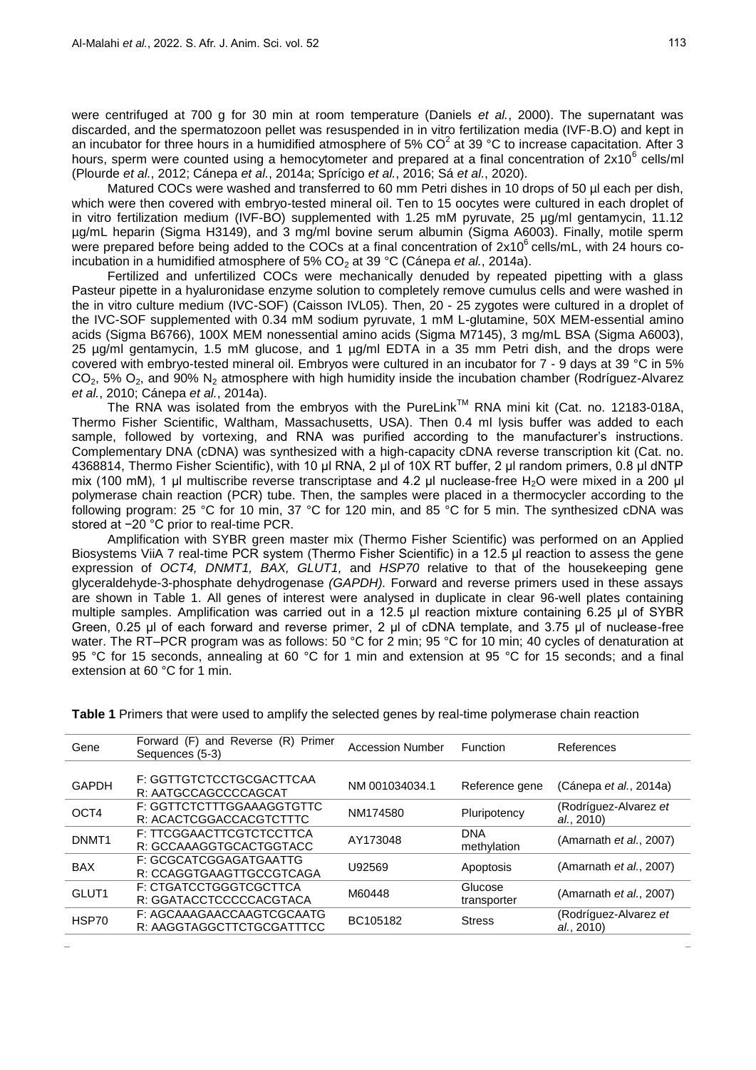were centrifuged at 700 g for 30 min at room temperature (Daniels *et al.*, 2000). The supernatant was discarded, and the spermatozoon pellet was resuspended in in vitro fertilization media (IVF-B.O) and kept in an incubator for three hours in a humidified atmosphere of 5% $CO^2$ at 39 °C to increase capacitation. After 3 hours, sperm were counted using a hemocytometer and prepared at a final concentration of $2x10^6$ cells/ml (Plourde *et al.*, 2012; Cánepa *et al.*, 2014a; Sprícigo *et al.*, 2016; Sá *et al.*, 2020).

Matured COCs were washed and transferred to 60 mm Petri dishes in 10 drops of 50 µl each per dish, which were then covered with embryo-tested mineral oil. Ten to 15 oocytes were cultured in each droplet of in vitro fertilization medium (IVF-BO) supplemented with 1.25 mM pyruvate, 25 µg/ml gentamycin, 11.12 µg/mL heparin (Sigma H3149), and 3 mg/ml bovine serum albumin (Sigma A6003). Finally, motile sperm were prepared before being added to the COCs at a final concentration of $2x10^6$ cells/mL, with 24 hours co-incubation in a humidified atmosphere of 5% $CO_2$ at 39 °C (Cánepa *et al.*, 2014a).

Fertilized and unfertilized COCs were mechanically denuded by repeated pipetting with a glass Pasteur pipette in a hyaluronidase enzyme solution to completely remove cumulus cells and were washed in the in vitro culture medium (IVC-SOF) (Caisson IVL05). Then, 20 - 25 zygotes were cultured in a droplet of the IVC-SOF supplemented with 0.34 mM sodium pyruvate, 1 mM L-glutamine, 50X MEM-essential amino acids (Sigma B6766), 100X MEM nonessential amino acids (Sigma M7145), 3 mg/mL BSA (Sigma A6003), 25 µg/ml gentamycin, 1.5 mM glucose, and 1 µg/ml EDTA in a 35 mm Petri dish, and the drops were covered with embryo-tested mineral oil. Embryos were cultured in an incubator for 7 - 9 days at 39 °C in 5% $CO_2$, 5% $O_2$, and 90% $N_2$ atmosphere with high humidity inside the incubation chamber (Rodríguez-Alvarez *et al.*, 2010; Cánepa *et al.*, 2014a).

The RNA was isolated from the embryos with the PureLink™ RNA mini kit (Cat. no. 12183-018A, Thermo Fisher Scientific, Waltham, Massachusetts, USA). Then 0.4 ml lysis buffer was added to each sample, followed by vortexing, and RNA was purified according to the manufacturer's instructions. Complementary DNA (cDNA) was synthesized with a high-capacity cDNA reverse transcription kit (Cat. no. 4368814, Thermo Fisher Scientific), with 10 µl RNA, 2 µl of 10X RT buffer, 2 µl random primers, 0.8 µl dNTP mix (100 mM), 1 µl multiscribe reverse transcriptase and 4.2 µl nuclease-free $H_2O$ were mixed in a 200 µl polymerase chain reaction (PCR) tube. Then, the samples were placed in a thermocycler according to the following program: 25 °C for 10 min, 37 °C for 120 min, and 85 °C for 5 min. The synthesized cDNA was stored at −20 °C prior to real-time PCR.

Amplification with SYBR green master mix (Thermo Fisher Scientific) was performed on an Applied Biosystems ViiA 7 real-time PCR system (Thermo Fisher Scientific) in a 12.5 µl reaction to assess the gene expression of *OCT4, DNMT1, BAX, GLUT1,* and *HSP70* relative to that of the housekeeping gene glyceraldehyde-3-phosphate dehydrogenase *(GAPDH).* Forward and reverse primers used in these assays are shown in Table 1. All genes of interest were analysed in duplicate in clear 96-well plates containing multiple samples. Amplification was carried out in a 12.5 µl reaction mixture containing 6.25 µl of SYBR Green, 0.25 µl of each forward and reverse primer, 2 µl of cDNA template, and 3.75 µl of nuclease-free water. The RT–PCR program was as follows: 50 °C for 2 min; 95 °C for 10 min; 40 cycles of denaturation at 95 °C for 15 seconds, annealing at 60 °C for 1 min and extension at 95 °C for 15 seconds; and a final extension at 60 °C for 1 min.

**Table 1** Primers that were used to amplify the selected genes by real-time polymerase chain reaction

| Gene | Forward (F) and Reverse (R) Primer Sequences (5-3) | Accession Number | Function | References |
|---|---|---|---|---|
| GAPDH | F: GGTTGTCTCCTGCGACTTCAA<br>R: AATGCCAGCCCCAGCAT | NM 001034034.1 | Reference gene | (Cánepa *et al.*, 2014a) |
| OCT4 | F: GGTTCTCTTTGGAAAGGTGTTC<br>R: ACACTCGGACCACGTCTTTC | NM174580 | Pluripotency | (Rodríguez-Alvarez *et al.*, 2010) |
| DNMT1 | F: TTCGGAACTTCGTCTCCTTCA<br>R: GCCAAAGGTGCACTGGTACC | AY173048 | DNA methylation | (Amarnath *et al.*, 2007) |
| BAX | F: GCGCATCGGAGATGAATTG<br>R: CCAGGTGAAGTTGCCGTCAGA | U92569 | Apoptosis | (Amarnath *et al.*, 2007) |
| GLUT1 | F: CTGATCCTGGGTCGCTTCA<br>R: GGATACCTCCCCCACGTACA | M60448 | Glucose transporter | (Amarnath *et al.*, 2007) |
| HSP70 | F: AGCAAAGAACCAAGTCGCAATG<br>R: AAGGTAGGCTTCTGCGATTTCC | BC105182 | Stress | (Rodríguez-Alvarez *et al.*, 2010) |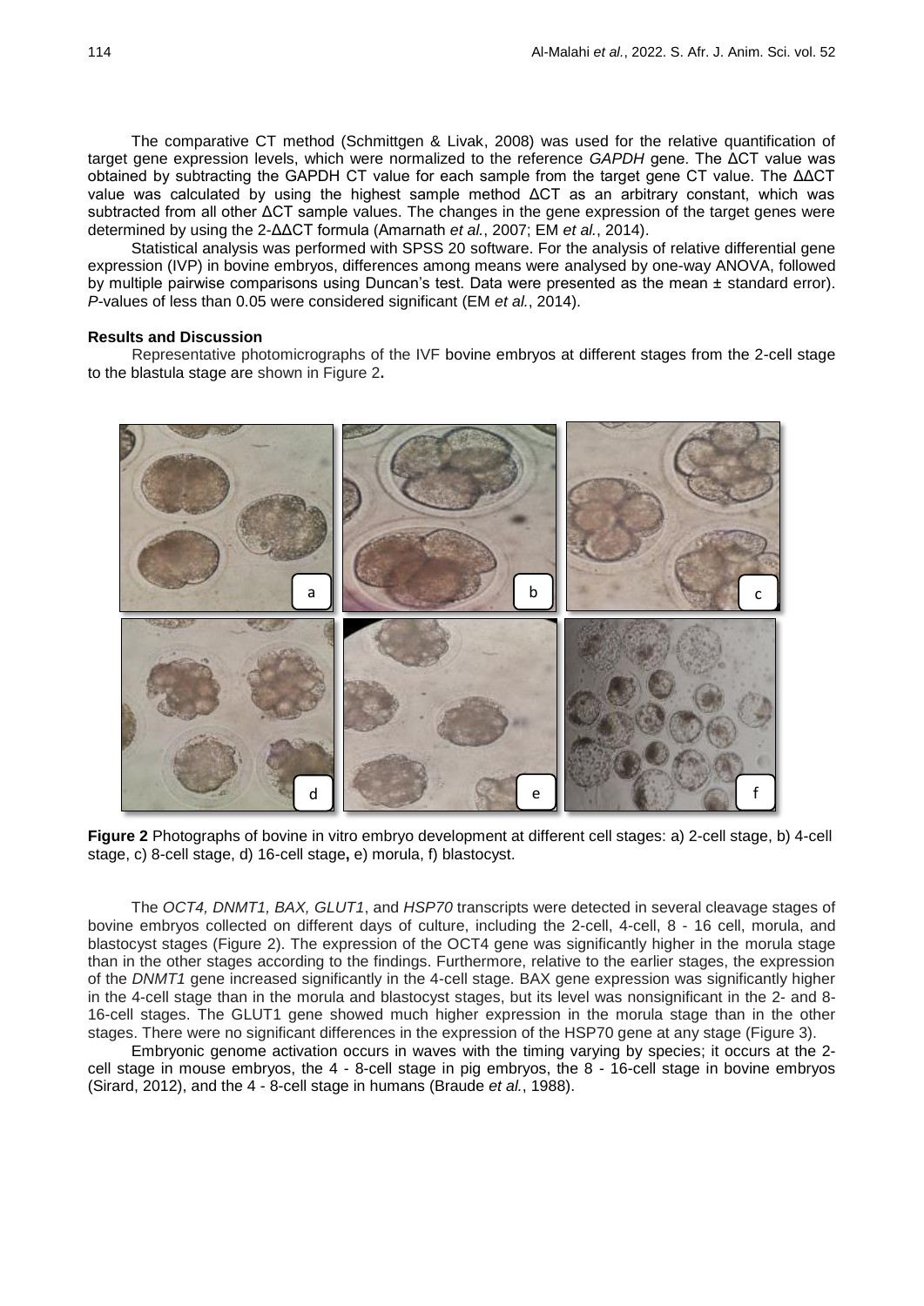The comparative CT method (Schmittgen & Livak, 2008) was used for the relative quantification of target gene expression levels, which were normalized to the reference *GAPDH* gene. The ΔCT value was obtained by subtracting the GAPDH CT value for each sample from the target gene CT value. The ΔΔCT value was calculated by using the highest sample method ΔCT as an arbitrary constant, which was subtracted from all other ΔCT sample values. The changes in the gene expression of the target genes were determined by using the $2^{-ΔΔCT}$ formula (Amarnath *et al.*, 2007; EM *et al.*, 2014).

Statistical analysis was performed with SPSS 20 software. For the analysis of relative differential gene expression (IVP) in bovine embryos, differences among means were analysed by one-way ANOVA, followed by multiple pairwise comparisons using Duncan's test. Data were presented as the mean ± standard error). *P*-values of less than 0.05 were considered significant (EM *et al.*, 2014).

**Results and Discussion**

Representative photomicrographs of the IVF bovine embryos at different stages from the 2-cell stage to the blastula stage are shown in Figure 2**.**

**Figure 2** Photographs of bovine in vitro embryo development at different cell stages: a) 2-cell stage, b) 4-cell stage, c) 8-cell stage, d) 16-cell stage**,** e) morula, f) blastocyst.

The *OCT4, DNMT1, BAX, GLUT1*, and *HSP70* transcripts were detected in several cleavage stages of bovine embryos collected on different days of culture, including the 2-cell, 4-cell, 8 - 16 cell, morula, and blastocyst stages (Figure 2). The expression of the OCT4 gene was significantly higher in the morula stage than in the other stages according to the findings. Furthermore, relative to the earlier stages, the expression of the *DNMT1* gene increased significantly in the 4-cell stage. BAX gene expression was significantly higher in the 4-cell stage than in the morula and blastocyst stages, but its level was nonsignificant in the 2- and 8-16-cell stages. The GLUT1 gene showed much higher expression in the morula stage than in the other stages. There were no significant differences in the expression of the HSP70 gene at any stage (Figure 3).

Embryonic genome activation occurs in waves with the timing varying by species; it occurs at the 2-cell stage in mouse embryos, the 4 - 8-cell stage in pig embryos, the 8 - 16-cell stage in bovine embryos (Sirard, 2012), and the 4 - 8-cell stage in humans (Braude *et al.*, 1988).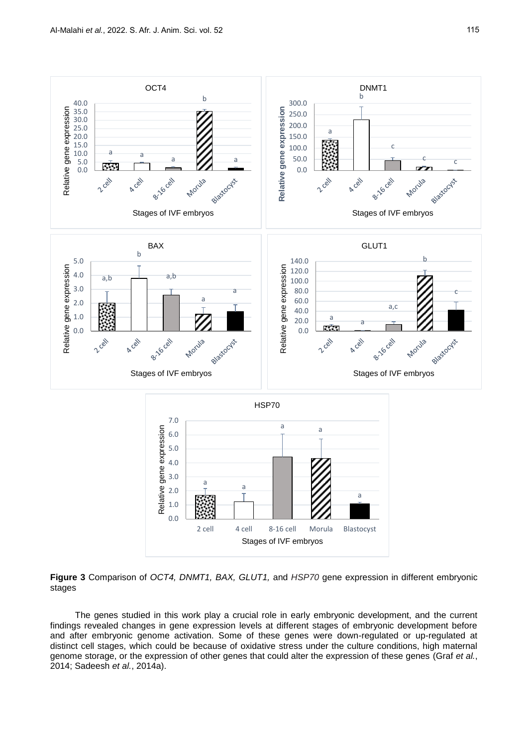**Figure 3** Comparison of *OCT4, DNMT1, BAX, GLUT1,* and *HSP70* gene expression in different embryonic stages

The genes studied in this work play a crucial role in early embryonic development, and the current findings revealed changes in gene expression levels at different stages of embryonic development before and after embryonic genome activation. Some of these genes were down-regulated or up-regulated at distinct cell stages, which could be because of oxidative stress under the culture conditions, high maternal genome storage, or the expression of other genes that could alter the expression of these genes (Graf *et al.*, 2014; Sadeesh *et al.*, 2014a).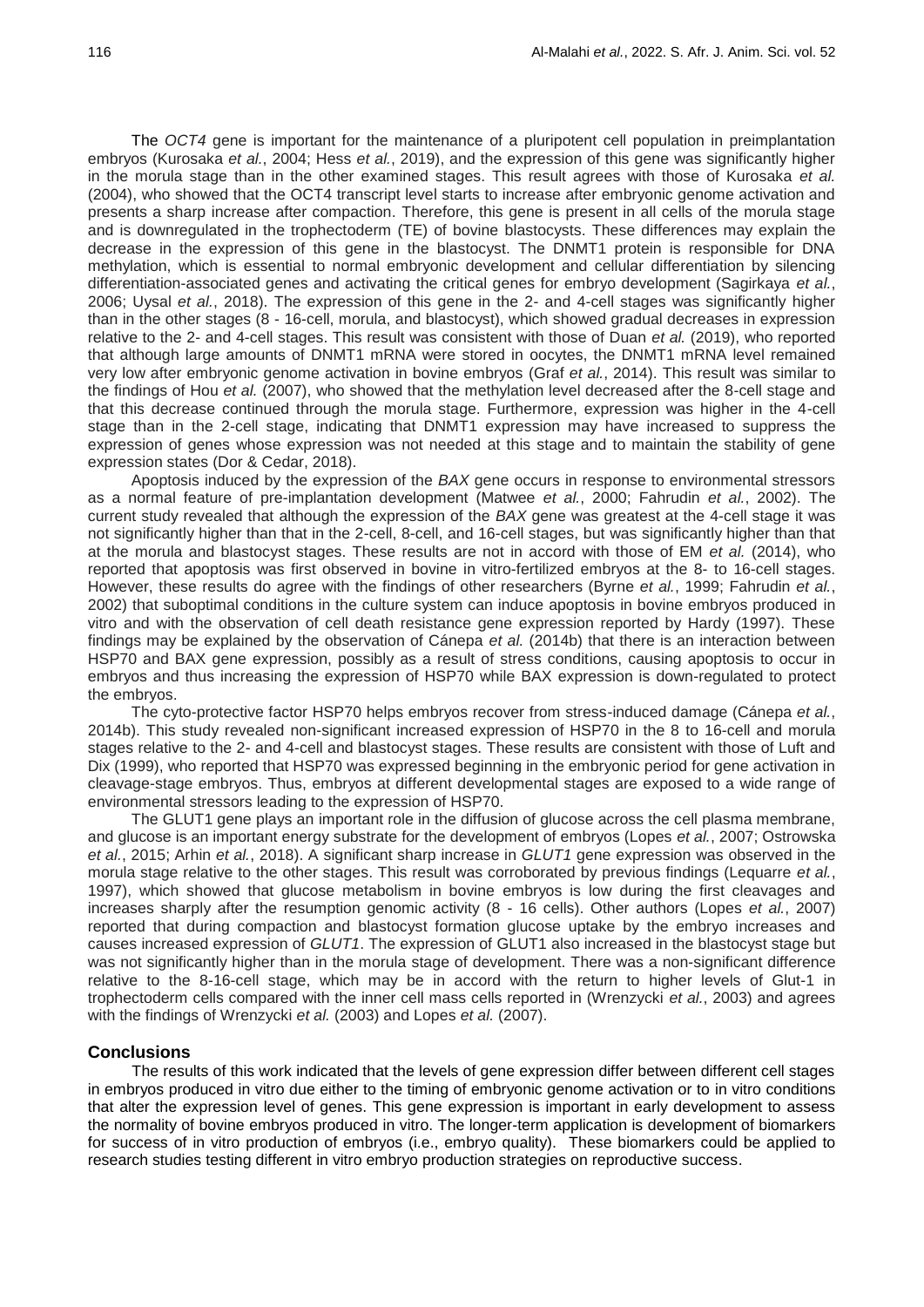The *OCT4* gene is important for the maintenance of a pluripotent cell population in preimplantation embryos (Kurosaka *et al.*, 2004; Hess *et al.*, 2019), and the expression of this gene was significantly higher in the morula stage than in the other examined stages. This result agrees with those of Kurosaka *et al.* (2004), who showed that the OCT4 transcript level starts to increase after embryonic genome activation and presents a sharp increase after compaction. Therefore, this gene is present in all cells of the morula stage and is downregulated in the trophectoderm (TE) of bovine blastocysts. These differences may explain the decrease in the expression of this gene in the blastocyst. The DNMT1 protein is responsible for DNA methylation, which is essential to normal embryonic development and cellular differentiation by silencing differentiation-associated genes and activating the critical genes for embryo development (Sagirkaya *et al.*, 2006; Uysal *et al.*, 2018). The expression of this gene in the 2- and 4-cell stages was significantly higher than in the other stages (8 - 16-cell, morula, and blastocyst), which showed gradual decreases in expression relative to the 2- and 4-cell stages. This result was consistent with those of Duan *et al.* (2019), who reported that although large amounts of DNMT1 mRNA were stored in oocytes, the DNMT1 mRNA level remained very low after embryonic genome activation in bovine embryos (Graf *et al.*, 2014). This result was similar to the findings of Hou *et al.* (2007), who showed that the methylation level decreased after the 8-cell stage and that this decrease continued through the morula stage. Furthermore, expression was higher in the 4-cell stage than in the 2-cell stage, indicating that DNMT1 expression may have increased to suppress the expression of genes whose expression was not needed at this stage and to maintain the stability of gene expression states (Dor & Cedar, 2018).

Apoptosis induced by the expression of the *BAX* gene occurs in response to environmental stressors as a normal feature of pre-implantation development (Matwee *et al.*, 2000; Fahrudin *et al.*, 2002). The current study revealed that although the expression of the *BAX* gene was greatest at the 4-cell stage it was not significantly higher than that in the 2-cell, 8-cell, and 16-cell stages, but was significantly higher than that at the morula and blastocyst stages. These results are not in accord with those of EM *et al.* (2014), who reported that apoptosis was first observed in bovine in vitro-fertilized embryos at the 8- to 16-cell stages. However, these results do agree with the findings of other researchers (Byrne *et al.*, 1999; Fahrudin *et al.*, 2002) that suboptimal conditions in the culture system can induce apoptosis in bovine embryos produced in vitro and with the observation of cell death resistance gene expression reported by Hardy (1997). These findings may be explained by the observation of Cánepa *et al.* (2014b) that there is an interaction between HSP70 and BAX gene expression, possibly as a result of stress conditions, causing apoptosis to occur in embryos and thus increasing the expression of HSP70 while BAX expression is down-regulated to protect the embryos.

The cyto-protective factor HSP70 helps embryos recover from stress-induced damage (Cánepa *et al.*, 2014b). This study revealed non-significant increased expression of HSP70 in the 8 to 16-cell and morula stages relative to the 2- and 4-cell and blastocyst stages. These results are consistent with those of Luft and Dix (1999), who reported that HSP70 was expressed beginning in the embryonic period for gene activation in cleavage-stage embryos. Thus, embryos at different developmental stages are exposed to a wide range of environmental stressors leading to the expression of HSP70.

The GLUT1 gene plays an important role in the diffusion of glucose across the cell plasma membrane, and glucose is an important energy substrate for the development of embryos (Lopes *et al.*, 2007; Ostrowska *et al.*, 2015; Arhin *et al.*, 2018). A significant sharp increase in *GLUT1* gene expression was observed in the morula stage relative to the other stages. This result was corroborated by previous findings (Lequarre *et al.*, 1997), which showed that glucose metabolism in bovine embryos is low during the first cleavages and increases sharply after the resumption genomic activity (8 - 16 cells). Other authors (Lopes *et al.*, 2007) reported that during compaction and blastocyst formation glucose uptake by the embryo increases and causes increased expression of *GLUT1*. The expression of GLUT1 also increased in the blastocyst stage but was not significantly higher than in the morula stage of development. There was a non-significant difference relative to the 8-16-cell stage, which may be in accord with the return to higher levels of Glut-1 in trophectoderm cells compared with the inner cell mass cells reported in (Wrenzycki *et al.*, 2003) and agrees with the findings of Wrenzycki *et al.* (2003) and Lopes *et al.* (2007).

## Conclusions

The results of this work indicated that the levels of gene expression differ between different cell stages in embryos produced in vitro due either to the timing of embryonic genome activation or to in vitro conditions that alter the expression level of genes. This gene expression is important in early development to assess the normality of bovine embryos produced in vitro. The longer-term application is development of biomarkers for success of in vitro production of embryos (i.e., embryo quality). These biomarkers could be applied to research studies testing different in vitro embryo production strategies on reproductive success.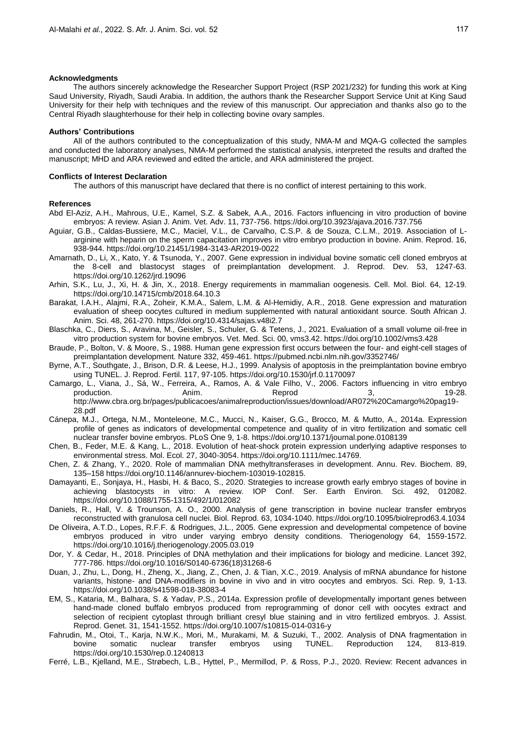**Acknowledgments**

The authors sincerely acknowledge the Researcher Support Project (RSP 2021/232) for funding this work at King Saud University, Riyadh, Saudi Arabia. In addition, the authors thank the Researcher Support Service Unit at King Saud University for their help with techniques and the review of this manuscript. Our appreciation and thanks also go to the Central Riyadh slaughterhouse for their help in collecting bovine ovary samples.

**Authors' Contributions**

All of the authors contributed to the conceptualization of this study, NMA-M and MQA-G collected the samples and conducted the laboratory analyses, NMA-M performed the statistical analysis, interpreted the results and drafted the manuscript; MHD and ARA reviewed and edited the article, and ARA administered the project.

**Conflicts of Interest Declaration**

The authors of this manuscript have declared that there is no conflict of interest pertaining to this work.

**References**

Abd El-Aziz, A.H., Mahrous, U.E., Kamel, S.Z. & Sabek, A.A., 2016. Factors influencing in vitro production of bovine embryos: A review. Asian J. Anim. Vet. Adv. 11, 737-756. https://doi.org/10.3923/ajava.2016.737.756

Aguiar, G.B., Caldas-Bussiere, M.C., Maciel, V.L., de Carvalho, C.S.P. & de Souza, C.L.M., 2019. Association of L-arginine with heparin on the sperm capacitation improves in vitro embryo production in bovine. Anim. Reprod. 16, 938-944. https://doi.org/10.21451/1984-3143-AR2019-0022

Amarnath, D., Li, X., Kato, Y. & Tsunoda, Y., 2007. Gene expression in individual bovine somatic cell cloned embryos at the 8-cell and blastocyst stages of preimplantation development. J. Reprod. Dev. 53, 1247-63. https://doi.org/10.1262/jrd.19096

Arhin, S.K., Lu, J., Xi, H. & Jin, X., 2018. Energy requirements in mammalian oogenesis. Cell. Mol. Biol. 64, 12-19. https://doi.org/10.14715/cmb/2018.64.10.3

Barakat, I.A.H., Alajmi, R.A., Zoheir, K.M.A., Salem, L.M. & Al-Hemidiy, A.R., 2018. Gene expression and maturation evaluation of sheep oocytes cultured in medium supplemented with natural antioxidant source. South African J. Anim. Sci. 48, 261-270. https://doi.org/10.4314/sajas.v48i2.7

Blaschka, C., Diers, S., Aravina, M., Geisler, S., Schuler, G. & Tetens, J., 2021. Evaluation of a small volume oil-free in vitro production system for bovine embryos. Vet. Med. Sci. 00, vms3.42. https://doi.org/10.1002/vms3.428

Braude, P., Bolton, V. & Moore, S., 1988. Human gene expression first occurs between the four- and eight-cell stages of preimplantation development. Nature 332, 459-461. https://pubmed.ncbi.nlm.nih.gov/3352746/

Byrne, A.T., Southgate, J., Brison, D.R. & Leese, H.J., 1999. Analysis of apoptosis in the preimplantation bovine embryo using TUNEL. J. Reprod. Fertil. 117, 97-105. https://doi.org/10.1530/jrf.0.1170097

Camargo, L., Viana, J., Sá, W., Ferreira, A., Ramos, A. & Vale Filho, V., 2006. Factors influencing in vitro embryo production. Anim. Reprod 3, 19-28. http://www.cbra.org.br/pages/publicacoes/animalreproduction/issues/download/AR072%20Camargo%20pag19-28.pdf

Cánepa, M.J., Ortega, N.M., Monteleone, M.C., Mucci, N., Kaiser, G.G., Brocco, M. & Mutto, A., 2014a. Expression profile of genes as indicators of developmental competence and quality of in vitro fertilization and somatic cell nuclear transfer bovine embryos. PLoS One 9, 1-8. https://doi.org/10.1371/journal.pone.0108139

Chen, B., Feder, M.E. & Kang, L., 2018. Evolution of heat-shock protein expression underlying adaptive responses to environmental stress. Mol. Ecol. 27, 3040-3054. https://doi.org/10.1111/mec.14769.

Chen, Z. & Zhang, Y., 2020. Role of mammalian DNA methyltransferases in development. Annu. Rev. Biochem. 89, 135–158 https://doi.org/10.1146/annurev-biochem-103019-102815.

Damayanti, E., Sonjaya, H., Hasbi, H. & Baco, S., 2020. Strategies to increase growth early embryo stages of bovine in achieving blastocysts in vitro: A review. IOP Conf. Ser. Earth Environ. Sci. 492, 012082. https://doi.org/10.1088/1755-1315/492/1/012082

Daniels, R., Hall, V. & Trounson, A. O., 2000. Analysis of gene transcription in bovine nuclear transfer embryos reconstructed with granulosa cell nuclei. Biol. Reprod. 63, 1034-1040. https://doi.org/10.1095/biolreprod63.4.1034

De Oliveira, A.T.D., Lopes, R.F.F. & Rodrigues, J.L., 2005. Gene expression and developmental competence of bovine embryos produced in vitro under varying embryo density conditions. Theriogenology 64, 1559-1572. https://doi.org/10.1016/j.theriogenology.2005.03.019

Dor, Y. & Cedar, H., 2018. Principles of DNA methylation and their implications for biology and medicine. Lancet 392, 777-786. https://doi.org/10.1016/S0140-6736(18)31268-6

Duan, J., Zhu, L., Dong, H., Zheng, X., Jiang, Z., Chen, J. & Tian, X.C., 2019. Analysis of mRNA abundance for histone variants, histone- and DNA-modifiers in bovine in vivo and in vitro oocytes and embryos. Sci. Rep. 9, 1-13. https://doi.org/10.1038/s41598-018-38083-4

EM, S., Kataria, M., Balhara, S. & Yadav, P.S., 2014a. Expression profile of developmentally important genes between hand-made cloned buffalo embryos produced from reprogramming of donor cell with oocytes extract and selection of recipient cytoplast through brilliant cresyl blue staining and in vitro fertilized embryos. J. Assist. Reprod. Genet. 31, 1541-1552. https://doi.org/10.1007/s10815-014-0316-y

Fahrudin, M., Otoi, T., Karja, N.W.K., Mori, M., Murakami, M. & Suzuki, T., 2002. Analysis of DNA fragmentation in bovine somatic nuclear transfer embryos using TUNEL. Reproduction 124, 813-819. https://doi.org/10.1530/rep.0.1240813

Ferré, L.B., Kjelland, M.E., Strøbech, L.B., Hyttel, P., Mermillod, P. & Ross, P.J., 2020. Review: Recent advances in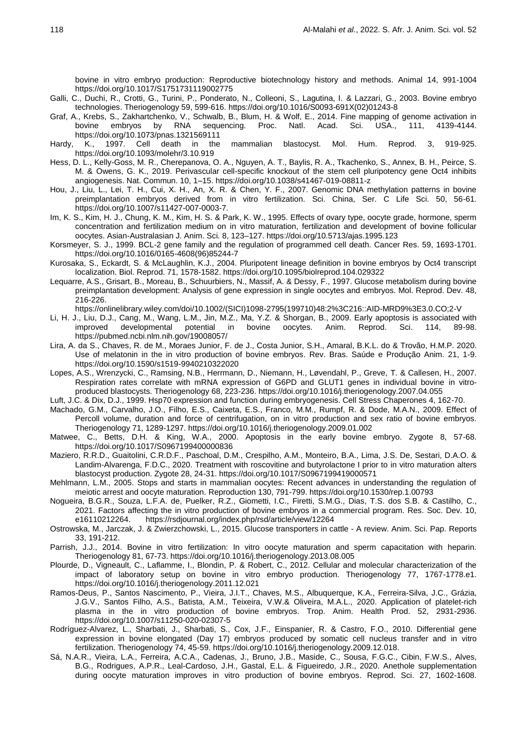bovine in vitro embryo production: Reproductive biotechnology history and methods. Animal 14, 991-1004 https://doi.org/10.1017/S1751731119002775

Galli, C., Duchi, R., Crotti, G., Turini, P., Ponderato, N., Colleoni, S., Lagutina, I. & Lazzari, G., 2003. Bovine embryo technologies. Theriogenology 59, 599-616. https://doi.org/10.1016/S0093-691X(02)01243-8

Graf, A., Krebs, S., Zakhartchenko, V., Schwalb, B., Blum, H. & Wolf, E., 2014. Fine mapping of genome activation in bovine embryos by RNA sequencing. Proc. Natl. Acad. Sci. USA., 111, 4139-4144. https://doi.org/10.1073/pnas.1321569111

Hardy, K., 1997. Cell death in the mammalian blastocyst. Mol. Hum. Reprod. 3, 919-925. https://doi.org/10.1093/molehr/3.10.919

Hess, D. L., Kelly-Goss, M. R., Cherepanova, O. A., Nguyen, A. T., Baylis, R. A., Tkachenko, S., Annex, B. H., Peirce, S. M. & Owens, G. K., 2019. Perivascular cell-specific knockout of the stem cell pluripotency gene Oct4 inhibits angiogenesis. Nat. Commun. 10, 1–15. https://doi.org/10.1038/s41467-019-08811-z

Hou, J., Liu, L., Lei, T. H., Cui, X. H., An, X. R. & Chen, Y. F., 2007. Genomic DNA methylation patterns in bovine preimplantation embryos derived from in vitro fertilization. Sci. China, Ser. C Life Sci. 50, 56-61. https://doi.org/10.1007/s11427-007-0003-7.

Im, K. S., Kim, H. J., Chung, K. M., Kim, H. S. & Park, K. W., 1995. Effects of ovary type, oocyte grade, hormone, sperm concentration and fertilization medium on in vitro maturation, fertilization and development of bovine follicular oocytes. Asian-Australasian J. Anim. Sci. 8, 123–127. https://doi.org/10.5713/ajas.1995.123

Korsmeyer, S. J., 1999. BCL-2 gene family and the regulation of programmed cell death. Cancer Res. 59, 1693-1701. https://doi.org/10.1016/0165-4608(96)85244-7

Kurosaka, S., Eckardt, S. & McLaughlin, K.J., 2004. Pluripotent lineage definition in bovine embryos by Oct4 transcript localization. Biol. Reprod. 71, 1578-1582. https://doi.org/10.1095/biolreprod.104.029322

Lequarre, A.S., Grisart, B., Moreau, B., Schuurbiers, N., Massif, A. & Dessy, F., 1997. Glucose metabolism during bovine preimplantation development: Analysis of gene expression in single oocytes and embryos. Mol. Reprod. Dev. 48, 216-226. https://onlinelibrary.wiley.com/doi/10.1002/(SICI)1098-2795(199710)48:2%3C216::AID-MRD9%3E3.0.CO;2-V

Li, H. J., Liu, D.J., Cang, M., Wang, L.M., Jin, M.Z., Ma, Y.Z. & Shorgan, B., 2009. Early apoptosis is associated with improved developmental potential in bovine oocytes. Anim. Reprod. Sci. 114, 89-98. https://pubmed.ncbi.nlm.nih.gov/19008057/

Lira, A. da S., Chaves, R. de M., Moraes Junior, F. de J., Costa Junior, S.H., Amaral, B.K.L. do & Trovão, H.M.P. 2020. Use of melatonin in the in vitro production of bovine embryos. Rev. Bras. Saúde e Produção Anim. 21, 1-9. https://doi.org/10.1590/s1519-9940210322020

Lopes, A.S., Wrenzycki, C., Ramsing, N.B., Herrmann, D., Niemann, H., Løvendahl, P., Greve, T. & Callesen, H., 2007. Respiration rates correlate with mRNA expression of G6PD and GLUT1 genes in individual bovine in vitro-produced blastocysts. Theriogenology 68, 223-236. https://doi.org/10.1016/j.theriogenology.2007.04.055

Luft, J.C. & Dix, D.J., 1999. Hsp70 expression and function during embryogenesis. Cell Stress Chaperones 4, 162-70.

Machado, G.M., Carvalho, J.O., Filho, E.S., Caixeta, E.S., Franco, M.M., Rumpf, R. & Dode, M.A.N., 2009. Effect of Percoll volume, duration and force of centrifugation, on in vitro production and sex ratio of bovine embryos. Theriogenology 71, 1289-1297. https://doi.org/10.1016/j.theriogenology.2009.01.002

Matwee, C., Betts, D.H. & King, W.A., 2000. Apoptosis in the early bovine embryo. Zygote 8, 57-68. https://doi.org/10.1017/S0967199400000836

Maziero, R.R.D., Guaitolini, C.R.D.F., Paschoal, D.M., Crespilho, A.M., Monteiro, B.A., Lima, J.S. De, Sestari, D.A.O. & Landim-Alvarenga, F.D.C., 2020. Treatment with roscovitine and butyrolactone I prior to in vitro maturation alters blastocyst production. Zygote 28, 24-31. https://doi.org/10.1017/S0967199419000571

Mehlmann, L.M., 2005. Stops and starts in mammalian oocytes: Recent advances in understanding the regulation of meiotic arrest and oocyte maturation. Reproduction 130, 791-799. https://doi.org/10.1530/rep.1.00793

Nogueira, B.G.R., Souza, L.F.A. de, Puelker, R.Z., Giometti, I.C., Firetti, S.M.G., Dias, T.S. dos S.B. & Castilho, C., 2021. Factors affecting the in vitro production of bovine embryos in a commercial program. Res. Soc. Dev. 10, e16110212264. https://rsdjournal.org/index.php/rsd/article/view/12264

Ostrowska, M., Jarczak, J. & Zwierzchowski, L., 2015. Glucose transporters in cattle - A review. Anim. Sci. Pap. Reports 33, 191-212.

Parrish, J.J., 2014. Bovine in vitro fertilization: In vitro oocyte maturation and sperm capacitation with heparin. Theriogenology 81, 67-73. https://doi.org/10.1016/j.theriogenology.2013.08.005

Plourde, D., Vigneault, C., Laflamme, I., Blondin, P. & Robert, C., 2012. Cellular and molecular characterization of the impact of laboratory setup on bovine in vitro embryo production. Theriogenology 77, 1767-1778.e1. https://doi.org/10.1016/j.theriogenology.2011.12.021

Ramos-Deus, P., Santos Nascimento, P., Vieira, J.I.T., Chaves, M.S., Albuquerque, K.A., Ferreira-Silva, J.C., Grázia, J.G.V., Santos Filho, A.S., Batista, A.M., Teixeira, V.W.& Oliveira, M.A.L., 2020. Application of platelet-rich plasma in the in vitro production of bovine embryos. Trop. Anim. Health Prod. 52, 2931-2936. https://doi.org/10.1007/s11250-020-02307-5

Rodríguez-Alvarez, L., Sharbati, J., Sharbati, S., Cox, J.F., Einspanier, R. & Castro, F.O., 2010. Differential gene expression in bovine elongated (Day 17) embryos produced by somatic cell nucleus transfer and in vitro fertilization. Theriogenology 74, 45-59. https://doi.org/10.1016/j.theriogenology.2009.12.018.

Sá, N.A.R., Vieira, L.A., Ferreira, A.C.A., Cadenas, J., Bruno, J.B., Maside, C., Sousa, F.G.C., Cibin, F.W.S., Alves, B.G., Rodrigues, A.P.R., Leal-Cardoso, J.H., Gastal, E.L. & Figueiredo, J.R., 2020. Anethole supplementation during oocyte maturation improves in vitro production of bovine embryos. Reprod. Sci. 27, 1602-1608.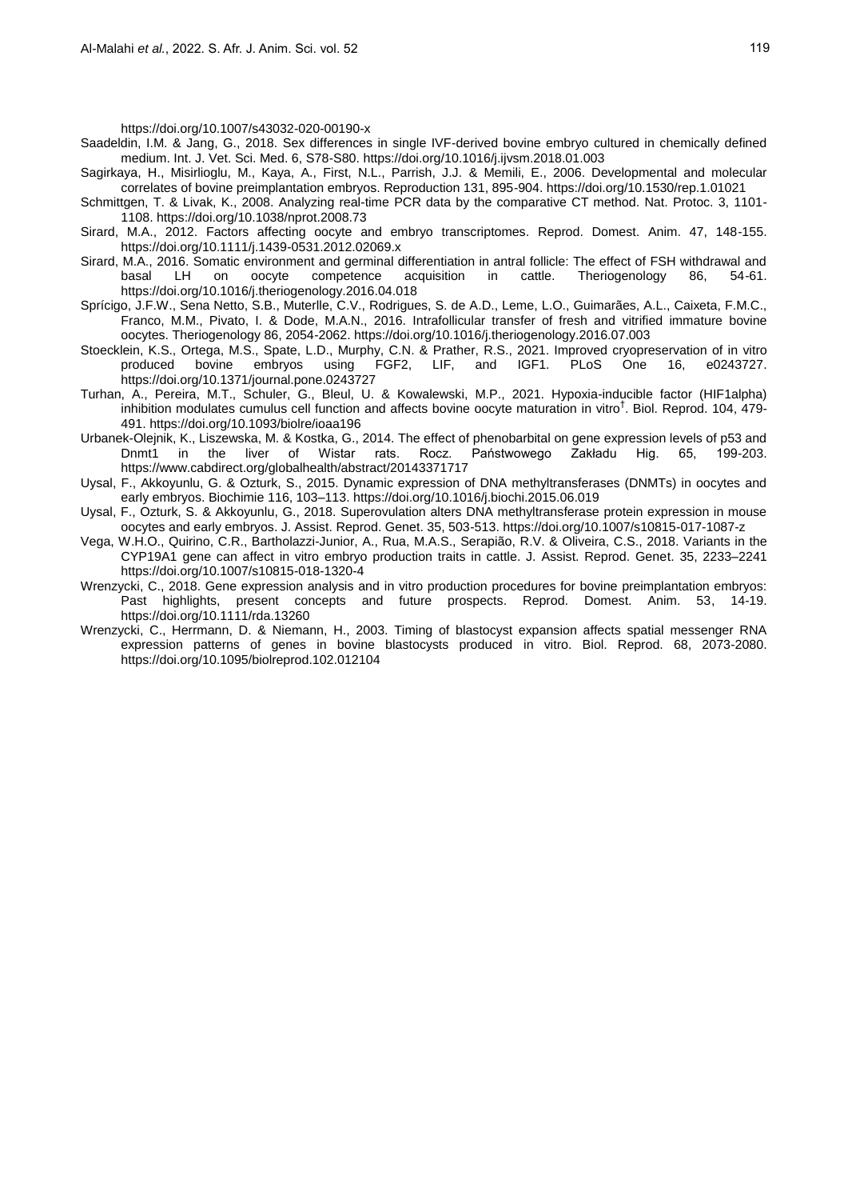https://doi.org/10.1007/s43032-020-00190-x

Saadeldin, I.M. & Jang, G., 2018. Sex differences in single IVF-derived bovine embryo cultured in chemically defined medium. Int. J. Vet. Sci. Med. 6, S78-S80. https://doi.org/10.1016/j.ijvsm.2018.01.003

Sagirkaya, H., Misirlioglu, M., Kaya, A., First, N.L., Parrish, J.J. & Memili, E., 2006. Developmental and molecular correlates of bovine preimplantation embryos. Reproduction 131, 895-904. https://doi.org/10.1530/rep.1.01021

Schmittgen, T. & Livak, K., 2008. Analyzing real-time PCR data by the comparative CT method. Nat. Protoc. 3, 1101-1108. https://doi.org/10.1038/nprot.2008.73

Sirard, M.A., 2012. Factors affecting oocyte and embryo transcriptomes. Reprod. Domest. Anim. 47, 148-155. https://doi.org/10.1111/j.1439-0531.2012.02069.x

Sirard, M.A., 2016. Somatic environment and germinal differentiation in antral follicle: The effect of FSH withdrawal and basal LH on oocyte competence acquisition in cattle. Theriogenology 86, 54-61. https://doi.org/10.1016/j.theriogenology.2016.04.018

Sprícigo, J.F.W., Sena Netto, S.B., Muterlle, C.V., Rodrigues, S. de A.D., Leme, L.O., Guimarães, A.L., Caixeta, F.M.C., Franco, M.M., Pivato, I. & Dode, M.A.N., 2016. Intrafollicular transfer of fresh and vitrified immature bovine oocytes. Theriogenology 86, 2054-2062. https://doi.org/10.1016/j.theriogenology.2016.07.003

Stoecklein, K.S., Ortega, M.S., Spate, L.D., Murphy, C.N. & Prather, R.S., 2021. Improved cryopreservation of in vitro produced bovine embryos using FGF2, LIF, and IGF1. PLoS One 16, e0243727. https://doi.org/10.1371/journal.pone.0243727

Turhan, A., Pereira, M.T., Schuler, G., Bleul, U. & Kowalewski, M.P., 2021. Hypoxia-inducible factor (HIF1alpha) inhibition modulates cumulus cell function and affects bovine oocyte maturation in vitro†. Biol. Reprod. 104, 479-491. https://doi.org/10.1093/biolre/ioaa196

Urbanek-Olejnik, K., Liszewska, M. & Kostka, G., 2014. The effect of phenobarbital on gene expression levels of p53 and Dnmt1 in the liver of Wistar rats. Rocz. Pańštwowego Zakładu Hig. 65, 199-203. https://www.cabdirect.org/globalhealth/abstract/20143371717

Uysal, F., Akkoyunlu, G. & Ozturk, S., 2015. Dynamic expression of DNA methyltransferases (DNMTs) in oocytes and early embryos. Biochimie 116, 103–113. https://doi.org/10.1016/j.biochi.2015.06.019

Uysal, F., Ozturk, S. & Akkoyunlu, G., 2018. Superovulation alters DNA methyltransferase protein expression in mouse oocytes and early embryos. J. Assist. Reprod. Genet. 35, 503-513. https://doi.org/10.1007/s10815-017-1087-z

Vega, W.H.O., Quirino, C.R., Bartholazzi-Junior, A., Rua, M.A.S., Serapião, R.V. & Oliveira, C.S., 2018. Variants in the CYP19A1 gene can affect in vitro embryo production traits in cattle. J. Assist. Reprod. Genet. 35, 2233–2241 https://doi.org/10.1007/s10815-018-1320-4

Wrenzycki, C., 2018. Gene expression analysis and in vitro production procedures for bovine preimplantation embryos: Past highlights, present concepts and future prospects. Reprod. Domest. Anim. 53, 14-19. https://doi.org/10.1111/rda.13260

Wrenzycki, C., Herrmann, D. & Niemann, H., 2003. Timing of blastocyst expansion affects spatial messenger RNA expression patterns of genes in bovine blastocysts produced in vitro. Biol. Reprod. 68, 2073-2080. https://doi.org/10.1095/biolreprod.102.012104